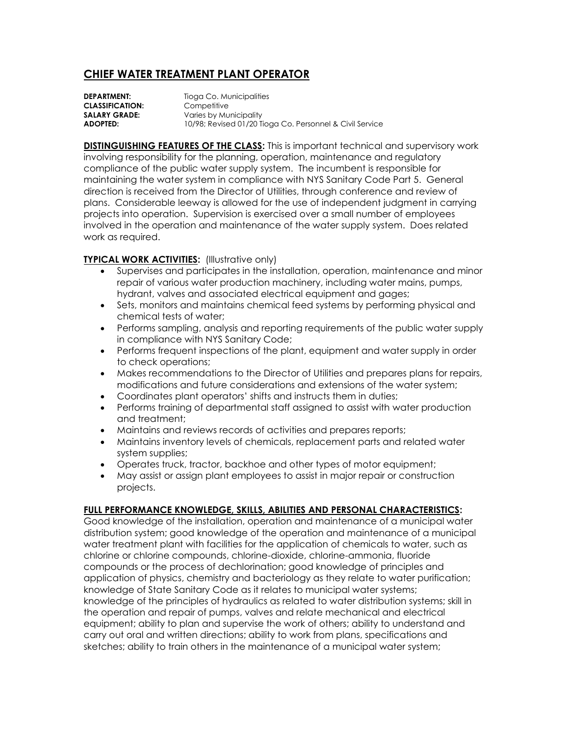# CHIEF WATER TREATMENT PLANT OPERATOR

**DEPARTMENT:** Tioga Co. Municipalities
**CLASSIFICATION:** Competitive
**SALARY GRADE:** Varies by Municipality
**ADOPTED:** 10/98; Revised 01/20 Tioga Co. Personnel & Civil Service

**DISTINGUISHING FEATURES OF THE CLASS:** This is important technical and supervisory work involving responsibility for the planning, operation, maintenance and regulatory compliance of the public water supply system. The incumbent is responsible for maintaining the water system in compliance with NYS Sanitary Code Part 5. General direction is received from the Director of Utilities, through conference and review of plans. Considerable leeway is allowed for the use of independent judgment in carrying projects into operation. Supervision is exercised over a small number of employees involved in the operation and maintenance of the water supply system. Does related work as required.

**TYPICAL WORK ACTIVITIES:** (Illustrative only)

- Supervises and participates in the installation, operation, maintenance and minor repair of various water production machinery, including water mains, pumps, hydrant, valves and associated electrical equipment and gages;
- Sets, monitors and maintains chemical feed systems by performing physical and chemical tests of water;
- Performs sampling, analysis and reporting requirements of the public water supply in compliance with NYS Sanitary Code;
- Performs frequent inspections of the plant, equipment and water supply in order to check operations;
- Makes recommendations to the Director of Utilities and prepares plans for repairs, modifications and future considerations and extensions of the water system;
- Coordinates plant operators' shifts and instructs them in duties;
- Performs training of departmental staff assigned to assist with water production and treatment;
- Maintains and reviews records of activities and prepares reports;
- Maintains inventory levels of chemicals, replacement parts and related water system supplies;
- Operates truck, tractor, backhoe and other types of motor equipment;
- May assist or assign plant employees to assist in major repair or construction projects.

**FULL PERFORMANCE KNOWLEDGE, SKILLS, ABILITIES AND PERSONAL CHARACTERISTICS:**
Good knowledge of the installation, operation and maintenance of a municipal water distribution system; good knowledge of the operation and maintenance of a municipal water treatment plant with facilities for the application of chemicals to water, such as chlorine or chlorine compounds, chlorine-dioxide, chlorine-ammonia, fluoride compounds or the process of dechlorination; good knowledge of principles and application of physics, chemistry and bacteriology as they relate to water purification; knowledge of State Sanitary Code as it relates to municipal water systems; knowledge of the principles of hydraulics as related to water distribution systems; skill in the operation and repair of pumps, valves and relate mechanical and electrical equipment; ability to plan and supervise the work of others; ability to understand and carry out oral and written directions; ability to work from plans, specifications and sketches; ability to train others in the maintenance of a municipal water system;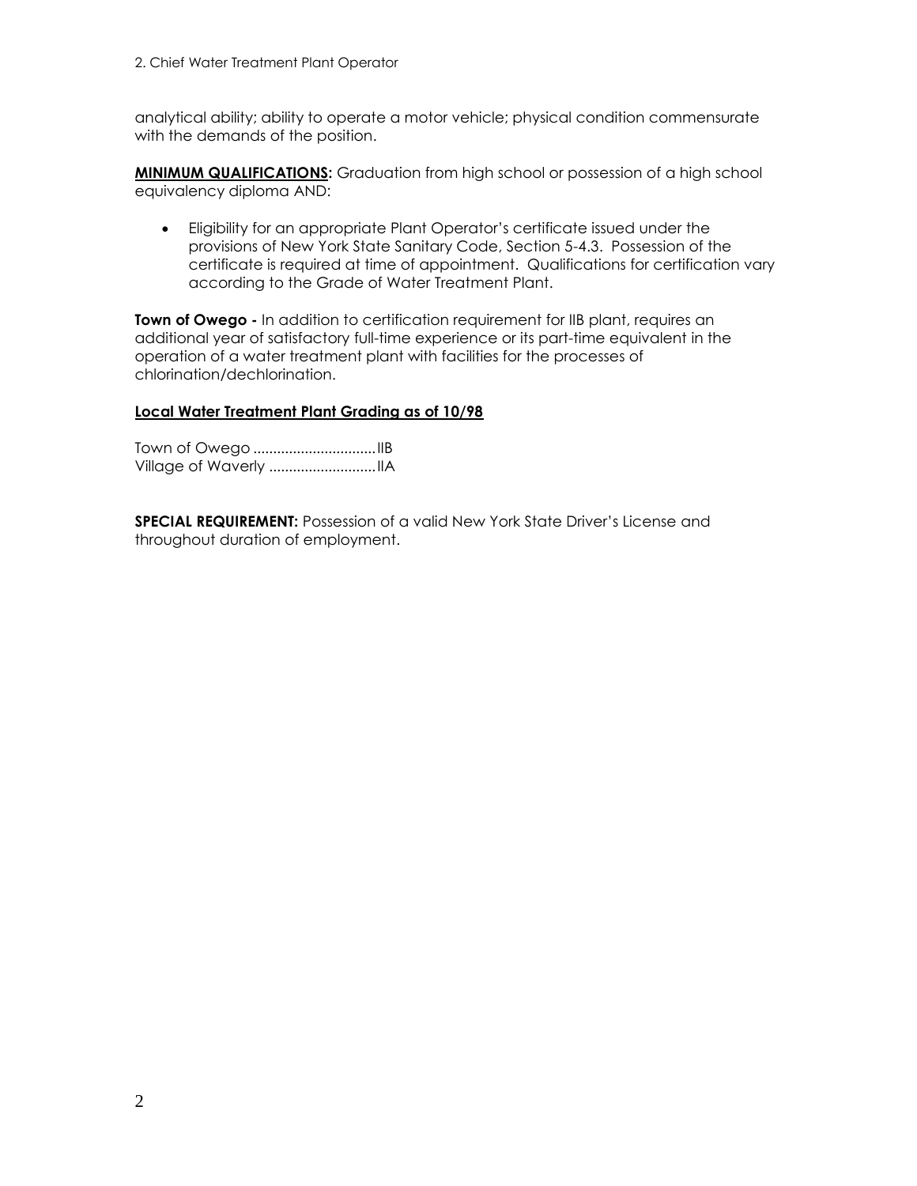analytical ability; ability to operate a motor vehicle; physical condition commensurate with the demands of the position.

**MINIMUM QUALIFICATIONS:** Graduation from high school or possession of a high school equivalency diploma AND:

- Eligibility for an appropriate Plant Operator's certificate issued under the provisions of New York State Sanitary Code, Section 5-4.3. Possession of the certificate is required at time of appointment. Qualifications for certification vary according to the Grade of Water Treatment Plant.

**Town of Owego -** In addition to certification requirement for IIB plant, requires an additional year of satisfactory full-time experience or its part-time equivalent in the operation of a water treatment plant with facilities for the processes of chlorination/dechlorination.

**Local Water Treatment Plant Grading as of 10/98**

Town of Owego ...............................IIB
Village of Waverly ...........................IIA

**SPECIAL REQUIREMENT:** Possession of a valid New York State Driver's License and throughout duration of employment.